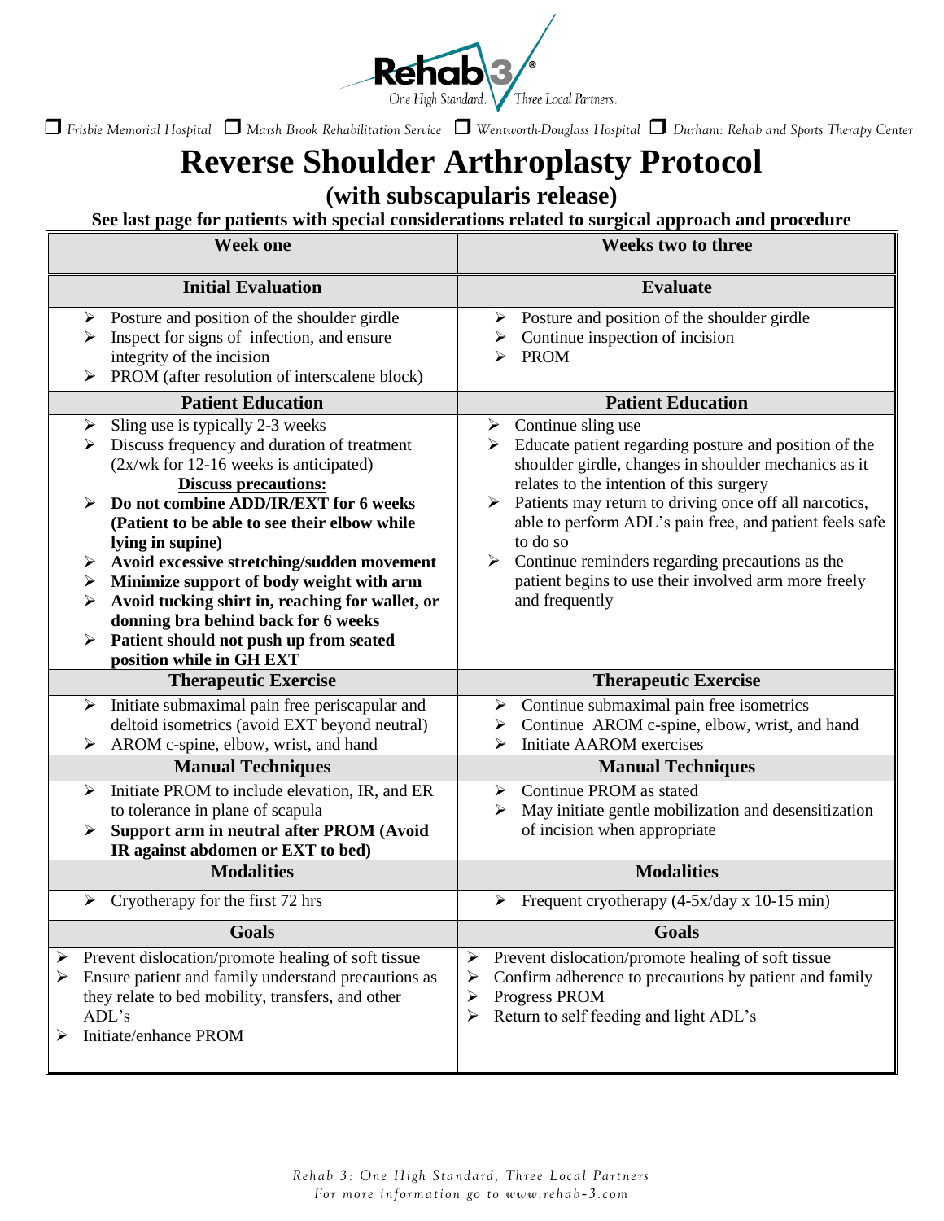Rehab 3 — One High Standard. Three Local Partners.

☐ Frisbie Memorial Hospital ☐ Marsh Brook Rehabilitation Service ☐ Wentworth-Douglass Hospital ☐ Durham: Rehab and Sports Therapy Center

# Reverse Shoulder Arthroplasty Protocol

## (with subscapularis release)

**See last page for patients with special considerations related to surgical approach and procedure**

| Week one | Weeks two to three |
|---|---|
| **Initial Evaluation** | **Evaluate** |
| ➢ Posture and position of the shoulder girdle<br>➢ Inspect for signs of infection, and ensure integrity of the incision<br>➢ PROM (after resolution of interscalene block) | ➢ Posture and position of the shoulder girdle<br>➢ Continue inspection of incision<br>➢ PROM |
| **Patient Education** | **Patient Education** |
| ➢ Sling use is typically 2-3 weeks<br>➢ Discuss frequency and duration of treatment (2x/wk for 12-16 weeks is anticipated)<br>**Discuss precautions:**<br>➢ **Do not combine ADD/IR/EXT for 6 weeks (Patient to be able to see their elbow while lying in supine)**<br>➢ **Avoid excessive stretching/sudden movement**<br>➢ **Minimize support of body weight with arm**<br>➢ **Avoid tucking shirt in, reaching for wallet, or donning bra behind back for 6 weeks**<br>➢ **Patient should not push up from seated position while in GH EXT** | ➢ Continue sling use<br>➢ Educate patient regarding posture and position of the shoulder girdle, changes in shoulder mechanics as it relates to the intention of this surgery<br>➢ Patients may return to driving once off all narcotics, able to perform ADL's pain free, and patient feels safe to do so<br>➢ Continue reminders regarding precautions as the patient begins to use their involved arm more freely and frequently |
| **Therapeutic Exercise** | **Therapeutic Exercise** |
| ➢ Initiate submaximal pain free periscapular and deltoid isometrics (avoid EXT beyond neutral)<br>➢ AROM c-spine, elbow, wrist, and hand | ➢ Continue submaximal pain free isometrics<br>➢ Continue AROM c-spine, elbow, wrist, and hand<br>➢ Initiate AAROM exercises |
| **Manual Techniques** | **Manual Techniques** |
| ➢ Initiate PROM to include elevation, IR, and ER to tolerance in plane of scapula<br>➢ **Support arm in neutral after PROM (Avoid IR against abdomen or EXT to bed)** | ➢ Continue PROM as stated<br>➢ May initiate gentle mobilization and desensitization of incision when appropriate |
| **Modalities** | **Modalities** |
| ➢ Cryotherapy for the first 72 hrs | ➢ Frequent cryotherapy (4-5x/day x 10-15 min) |
| **Goals** | **Goals** |
| ➢ Prevent dislocation/promote healing of soft tissue<br>➢ Ensure patient and family understand precautions as they relate to bed mobility, transfers, and other ADL's<br>➢ Initiate/enhance PROM | ➢ Prevent dislocation/promote healing of soft tissue<br>➢ Confirm adherence to precautions by patient and family<br>➢ Progress PROM<br>➢ Return to self feeding and light ADL's |

*Rehab 3: One High Standard, Three Local Partners*
*For more information go to www.rehab-3.com*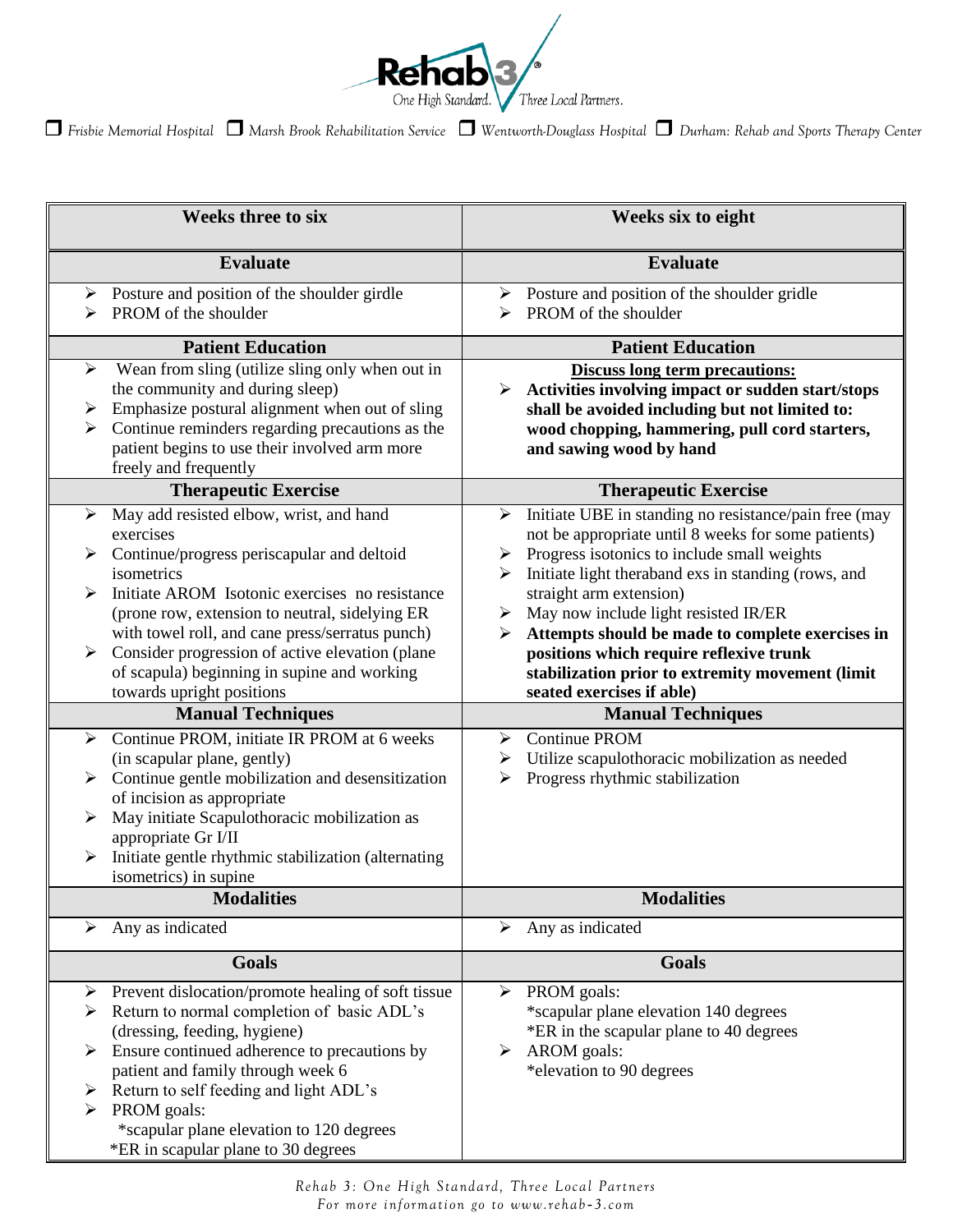❒ *Frisbie Memorial Hospital* ❒ *Marsh Brook Rehabilitation Service* ❒ *Wentworth-Douglass Hospital* ❒ *Durham: Rehab and Sports Therapy Center*

| **Weeks three to six** | **Weeks six to eight** |
|---|---|
| **Evaluate** | **Evaluate** |
| ➢ Posture and position of the shoulder girdle<br>➢ PROM of the shoulder | ➢ Posture and position of the shoulder gridle<br>➢ PROM of the shoulder |
| **Patient Education** | **Patient Education** |
| ➢ Wean from sling (utilize sling only when out in the community and during sleep)<br>➢ Emphasize postural alignment when out of sling<br>➢ Continue reminders regarding precautions as the patient begins to use their involved arm more freely and frequently | **Discuss long term precautions:**<br>➢ **Activities involving impact or sudden start/stops shall be avoided including but not limited to: wood chopping, hammering, pull cord starters, and sawing wood by hand** |
| **Therapeutic Exercise** | **Therapeutic Exercise** |
| ➢ May add resisted elbow, wrist, and hand exercises<br>➢ Continue/progress periscapular and deltoid isometrics<br>➢ Initiate AROM Isotonic exercises no resistance (prone row, extension to neutral, sidelying ER with towel roll, and cane press/serratus punch)<br>➢ Consider progression of active elevation (plane of scapula) beginning in supine and working towards upright positions | ➢ Initiate UBE in standing no resistance/pain free (may not be appropriate until 8 weeks for some patients)<br>➢ Progress isotonics to include small weights<br>➢ Initiate light theraband exs in standing (rows, and straight arm extension)<br>➢ May now include light resisted IR/ER<br>➢ **Attempts should be made to complete exercises in positions which require reflexive trunk stabilization prior to extremity movement (limit seated exercises if able)** |
| **Manual Techniques** | **Manual Techniques** |
| ➢ Continue PROM, initiate IR PROM at 6 weeks (in scapular plane, gently)<br>➢ Continue gentle mobilization and desensitization of incision as appropriate<br>➢ May initiate Scapulothoracic mobilization as appropriate Gr I/II<br>➢ Initiate gentle rhythmic stabilization (alternating isometrics) in supine | ➢ Continue PROM<br>➢ Utilize scapulothoracic mobilization as needed<br>➢ Progress rhythmic stabilization |
| **Modalities** | **Modalities** |
| ➢ Any as indicated | ➢ Any as indicated |
| **Goals** | **Goals** |
| ➢ Prevent dislocation/promote healing of soft tissue<br>➢ Return to normal completion of basic ADL's (dressing, feeding, hygiene)<br>➢ Ensure continued adherence to precautions by patient and family through week 6<br>➢ Return to self feeding and light ADL's<br>➢ PROM goals:<br>*scapular plane elevation to 120 degrees<br>*ER in scapular plane to 30 degrees | ➢ PROM goals:<br>*scapular plane elevation 140 degrees<br>*ER in the scapular plane to 40 degrees<br>➢ AROM goals:<br>*elevation to 90 degrees |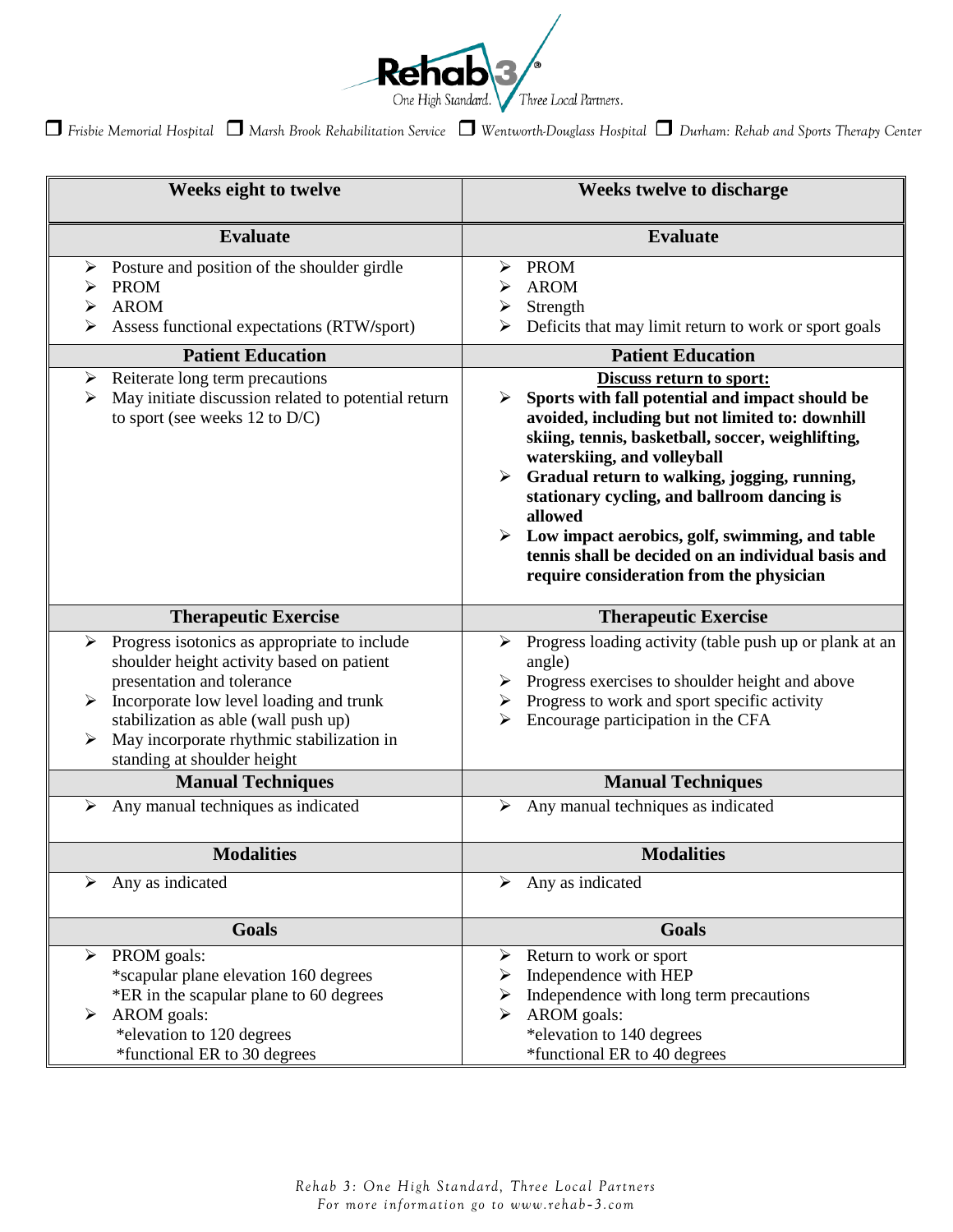Rehab 3 — One High Standard. Three Local Partners.

❐ *Frisbie Memorial Hospital* ❐ *Marsh Brook Rehabilitation Service* ❐ *Wentworth-Douglass Hospital* ❐ *Durham: Rehab and Sports Therapy Center*

| **Weeks eight to twelve** | **Weeks twelve to discharge** |
|---|---|
| **Evaluate** | **Evaluate** |
| ➢ Posture and position of the shoulder girdle<br>➢ PROM<br>➢ AROM<br>➢ Assess functional expectations (RTW/sport) | ➢ PROM<br>➢ AROM<br>➢ Strength<br>➢ Deficits that may limit return to work or sport goals |
| **Patient Education** | **Patient Education** |
| ➢ Reiterate long term precautions<br>➢ May initiate discussion related to potential return to sport (see weeks 12 to D/C) | **<u>Discuss return to sport:</u>**<br>➢ **Sports with fall potential and impact should be avoided, including but not limited to: downhill skiing, tennis, basketball, soccer, weighlifting, waterskiing, and volleyball**<br>➢ **Gradual return to walking, jogging, running, stationary cycling, and ballroom dancing is allowed**<br>➢ **Low impact aerobics, golf, swimming, and table tennis shall be decided on an individual basis and require consideration from the physician** |
| **Therapeutic Exercise** | **Therapeutic Exercise** |
| ➢ Progress isotonics as appropriate to include shoulder height activity based on patient presentation and tolerance<br>➢ Incorporate low level loading and trunk stabilization as able (wall push up)<br>➢ May incorporate rhythmic stabilization in standing at shoulder height | ➢ Progress loading activity (table push up or plank at an angle)<br>➢ Progress exercises to shoulder height and above<br>➢ Progress to work and sport specific activity<br>➢ Encourage participation in the CFA |
| **Manual Techniques** | **Manual Techniques** |
| ➢ Any manual techniques as indicated | ➢ Any manual techniques as indicated |
| **Modalities** | **Modalities** |
| ➢ Any as indicated | ➢ Any as indicated |
| **Goals** | **Goals** |
| ➢ PROM goals:<br>*scapular plane elevation 160 degrees<br>*ER in the scapular plane to 60 degrees<br>➢ AROM goals:<br>*elevation to 120 degrees<br>*functional ER to 30 degrees | ➢ Return to work or sport<br>➢ Independence with HEP<br>➢ Independence with long term precautions<br>➢ AROM goals:<br>*elevation to 140 degrees<br>*functional ER to 40 degrees |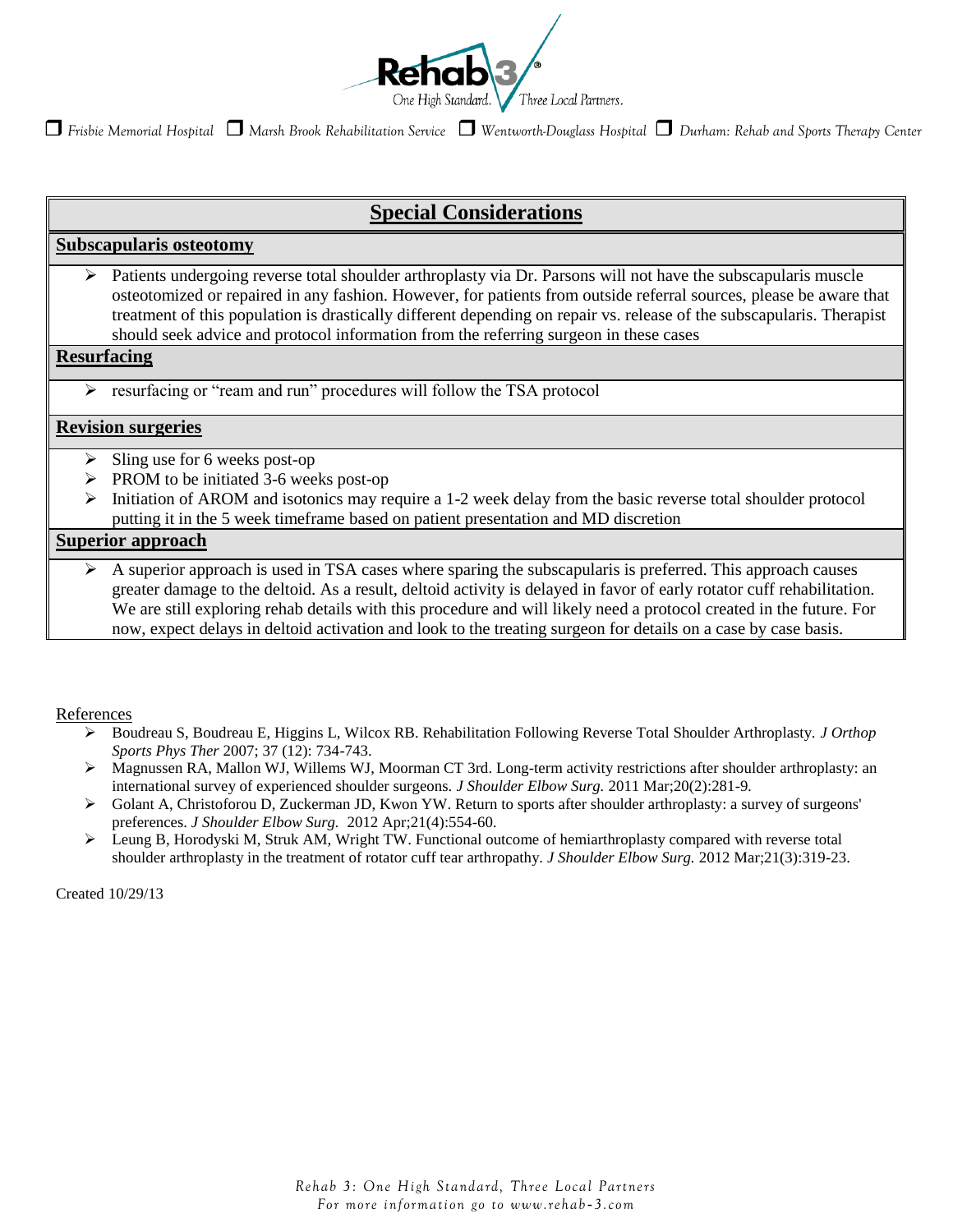## Special Considerations

**Subscapularis osteotomy**

- Patients undergoing reverse total shoulder arthroplasty via Dr. Parsons will not have the subscapularis muscle osteotomized or repaired in any fashion. However, for patients from outside referral sources, please be aware that treatment of this population is drastically different depending on repair vs. release of the subscapularis. Therapist should seek advice and protocol information from the referring surgeon in these cases

**Resurfacing**

- resurfacing or "ream and run" procedures will follow the TSA protocol

**Revision surgeries**

- Sling use for 6 weeks post-op
- PROM to be initiated 3-6 weeks post-op
- Initiation of AROM and isotonics may require a 1-2 week delay from the basic reverse total shoulder protocol putting it in the 5 week timeframe based on patient presentation and MD discretion

**Superior approach**

- A superior approach is used in TSA cases where sparing the subscapularis is preferred. This approach causes greater damage to the deltoid. As a result, deltoid activity is delayed in favor of early rotator cuff rehabilitation. We are still exploring rehab details with this procedure and will likely need a protocol created in the future. For now, expect delays in deltoid activation and look to the treating surgeon for details on a case by case basis.

References

- Boudreau S, Boudreau E, Higgins L, Wilcox RB. Rehabilitation Following Reverse Total Shoulder Arthroplasty. *J Orthop Sports Phys Ther* 2007; 37 (12): 734-743.
- Magnussen RA, Mallon WJ, Willems WJ, Moorman CT 3rd. Long-term activity restrictions after shoulder arthroplasty: an international survey of experienced shoulder surgeons. *J Shoulder Elbow Surg.* 2011 Mar;20(2):281-9.
- Golant A, Christoforou D, Zuckerman JD, Kwon YW. Return to sports after shoulder arthroplasty: a survey of surgeons' preferences. *J Shoulder Elbow Surg.* 2012 Apr;21(4):554-60.
- Leung B, Horodyski M, Struk AM, Wright TW. Functional outcome of hemiarthroplasty compared with reverse total shoulder arthroplasty in the treatment of rotator cuff tear arthropathy. *J Shoulder Elbow Surg.* 2012 Mar;21(3):319-23.

Created 10/29/13